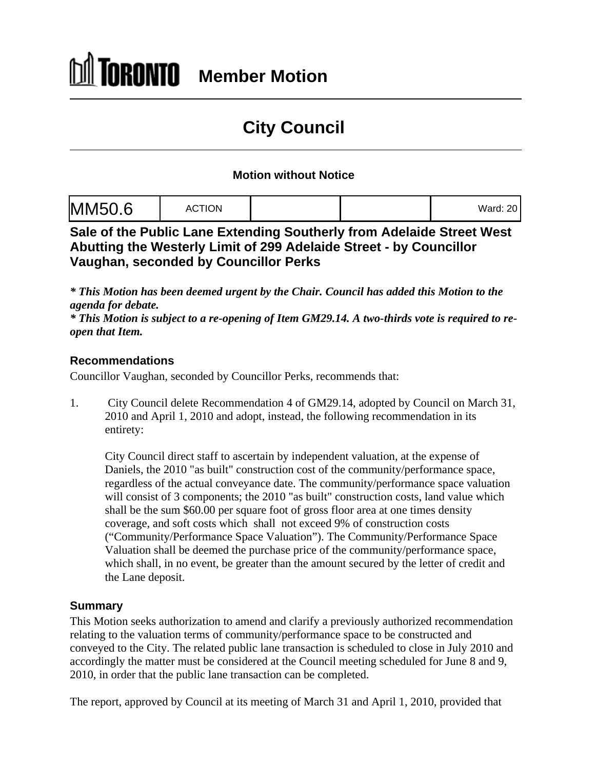# TORONTO Member Motion

## City Council

### Motion without Notice

| MM50.6 | ACTION | | | Ward: 20 |
|---|---|---|---|---|

## Sale of the Public Lane Extending Southerly from Adelaide Street West Abutting the Westerly Limit of 299 Adelaide Street - by Councillor Vaughan, seconded by Councillor Perks

***\* This Motion has been deemed urgent by the Chair. Council has added this Motion to the agenda for debate.***
***\* This Motion is subject to a re-opening of Item GM29.14. A two-thirds vote is required to re-open that Item.***

### Recommendations

Councillor Vaughan, seconded by Councillor Perks, recommends that:

1. City Council delete Recommendation 4 of GM29.14, adopted by Council on March 31, 2010 and April 1, 2010 and adopt, instead, the following recommendation in its entirety:

   City Council direct staff to ascertain by independent valuation, at the expense of Daniels, the 2010 "as built" construction cost of the community/performance space, regardless of the actual conveyance date. The community/performance space valuation will consist of 3 components; the 2010 "as built" construction costs, land value which shall be the sum $60.00 per square foot of gross floor area at one times density coverage, and soft costs which shall not exceed 9% of construction costs ("Community/Performance Space Valuation"). The Community/Performance Space Valuation shall be deemed the purchase price of the community/performance space, which shall, in no event, be greater than the amount secured by the letter of credit and the Lane deposit.

### Summary

This Motion seeks authorization to amend and clarify a previously authorized recommendation relating to the valuation terms of community/performance space to be constructed and conveyed to the City. The related public lane transaction is scheduled to close in July 2010 and accordingly the matter must be considered at the Council meeting scheduled for June 8 and 9, 2010, in order that the public lane transaction can be completed.

The report, approved by Council at its meeting of March 31 and April 1, 2010, provided that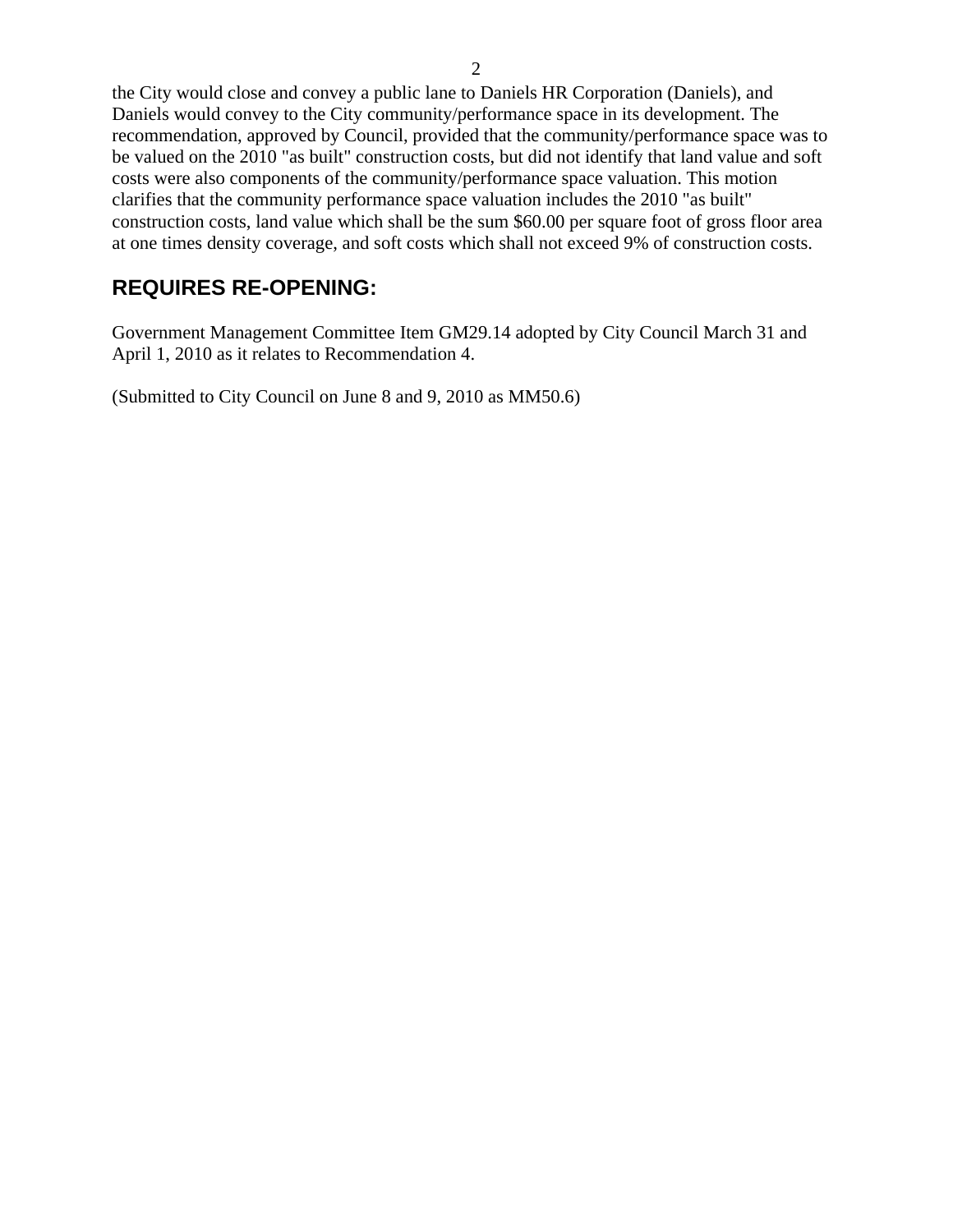the City would close and convey a public lane to Daniels HR Corporation (Daniels), and Daniels would convey to the City community/performance space in its development. The recommendation, approved by Council, provided that the community/performance space was to be valued on the 2010 "as built" construction costs, but did not identify that land value and soft costs were also components of the community/performance space valuation. This motion clarifies that the community performance space valuation includes the 2010 "as built" construction costs, land value which shall be the sum $60.00 per square foot of gross floor area at one times density coverage, and soft costs which shall not exceed 9% of construction costs.

## REQUIRES RE-OPENING:

Government Management Committee Item GM29.14 adopted by City Council March 31 and April 1, 2010 as it relates to Recommendation 4.

(Submitted to City Council on June 8 and 9, 2010 as MM50.6)